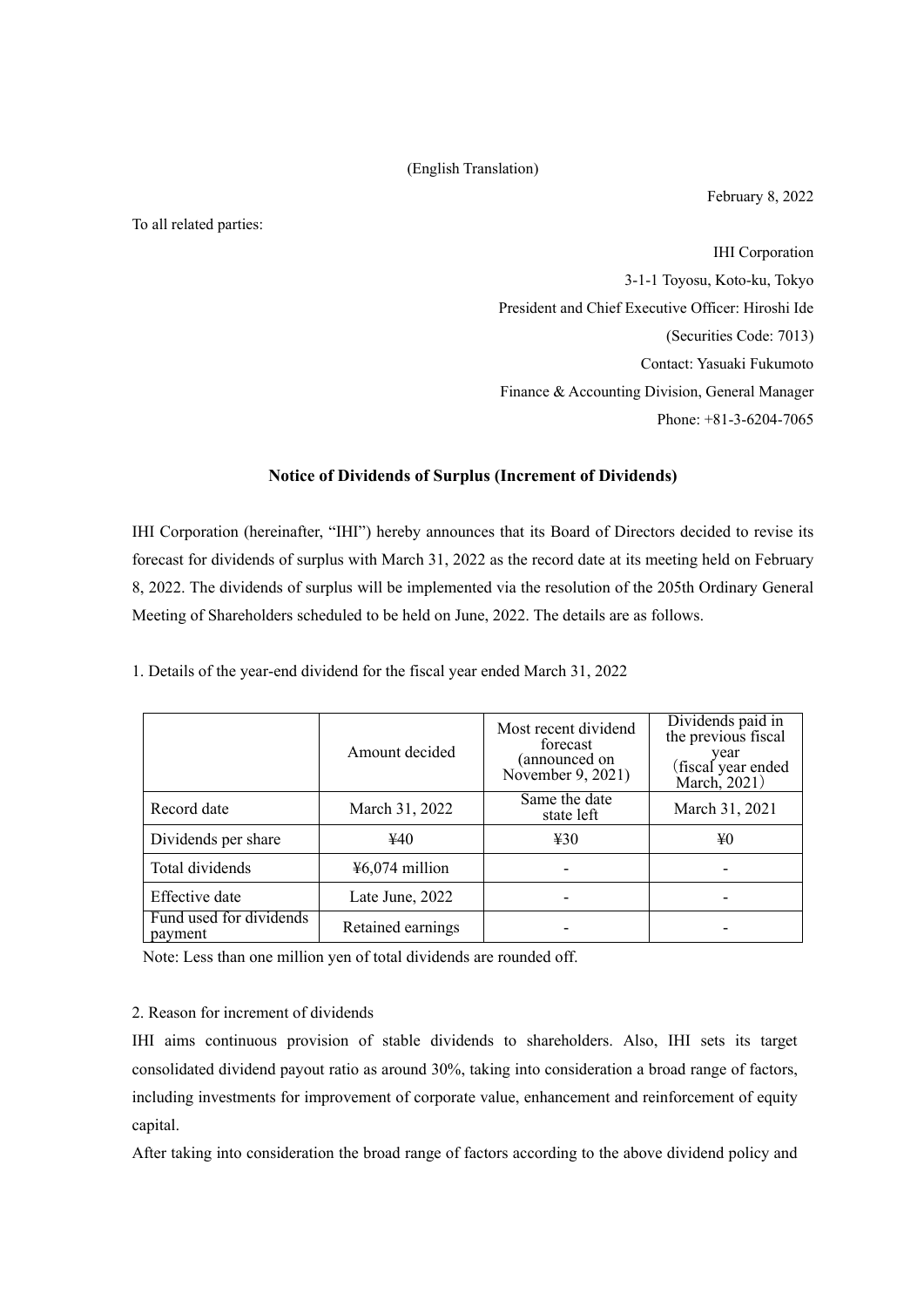(English Translation)

February 8, 2022

To all related parties:

IHI Corporation
3-1-1 Toyosu, Koto-ku, Tokyo
President and Chief Executive Officer: Hiroshi Ide
(Securities Code: 7013)
Contact: Yasuaki Fukumoto
Finance & Accounting Division, General Manager
Phone: +81-3-6204-7065

## Notice of Dividends of Surplus (Increment of Dividends)

IHI Corporation (hereinafter, "IHI") hereby announces that its Board of Directors decided to revise its forecast for dividends of surplus with March 31, 2022 as the record date at its meeting held on February 8, 2022. The dividends of surplus will be implemented via the resolution of the 205th Ordinary General Meeting of Shareholders scheduled to be held on June, 2022. The details are as follows.

1. Details of the year-end dividend for the fiscal year ended March 31, 2022

| | Amount decided | Most recent dividend forecast (announced on November 9, 2021) | Dividends paid in the previous fiscal year (fiscal year ended March, 2021) |
|---|---|---|---|
| Record date | March 31, 2022 | Same the date state left | March 31, 2021 |
| Dividends per share | ¥40 | ¥30 | ¥0 |
| Total dividends | ¥6,074 million | - | - |
| Effective date | Late June, 2022 | - | - |
| Fund used for dividends payment | Retained earnings | - | - |

Note: Less than one million yen of total dividends are rounded off.

2. Reason for increment of dividends

IHI aims continuous provision of stable dividends to shareholders. Also, IHI sets its target consolidated dividend payout ratio as around 30%, taking into consideration a broad range of factors, including investments for improvement of corporate value, enhancement and reinforcement of equity capital.

After taking into consideration the broad range of factors according to the above dividend policy and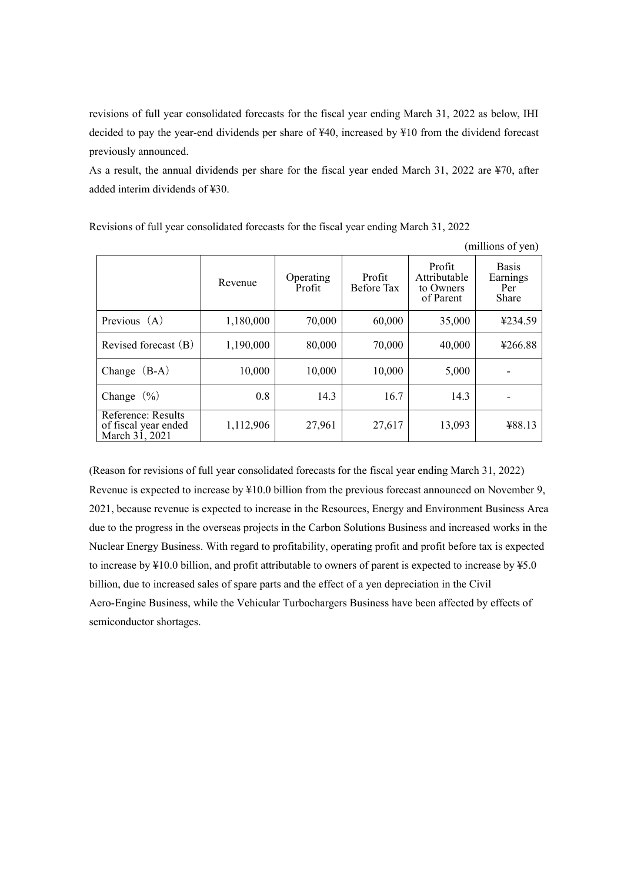revisions of full year consolidated forecasts for the fiscal year ending March 31, 2022 as below, IHI decided to pay the year-end dividends per share of ¥40, increased by ¥10 from the dividend forecast previously announced.

As a result, the annual dividends per share for the fiscal year ended March 31, 2022 are ¥70, after added interim dividends of ¥30.

Revisions of full year consolidated forecasts for the fiscal year ending March 31, 2022

(millions of yen)

| | Revenue | Operating Profit | Profit Before Tax | Profit Attributable to Owners of Parent | Basis Earnings Per Share |
|---|---|---|---|---|---|
| Previous（A） | 1,180,000 | 70,000 | 60,000 | 35,000 | ¥234.59 |
| Revised forecast（B） | 1,190,000 | 80,000 | 70,000 | 40,000 | ¥266.88 |
| Change（B-A） | 10,000 | 10,000 | 10,000 | 5,000 | - |
| Change（%） | 0.8 | 14.3 | 16.7 | 14.3 | - |
| Reference: Results of fiscal year ended March 31, 2021 | 1,112,906 | 27,961 | 27,617 | 13,093 | ¥88.13 |

(Reason for revisions of full year consolidated forecasts for the fiscal year ending March 31, 2022)

Revenue is expected to increase by ¥10.0 billion from the previous forecast announced on November 9, 2021, because revenue is expected to increase in the Resources, Energy and Environment Business Area due to the progress in the overseas projects in the Carbon Solutions Business and increased works in the Nuclear Energy Business. With regard to profitability, operating profit and profit before tax is expected to increase by ¥10.0 billion, and profit attributable to owners of parent is expected to increase by ¥5.0 billion, due to increased sales of spare parts and the effect of a yen depreciation in the Civil Aero-Engine Business, while the Vehicular Turbochargers Business have been affected by effects of semiconductor shortages.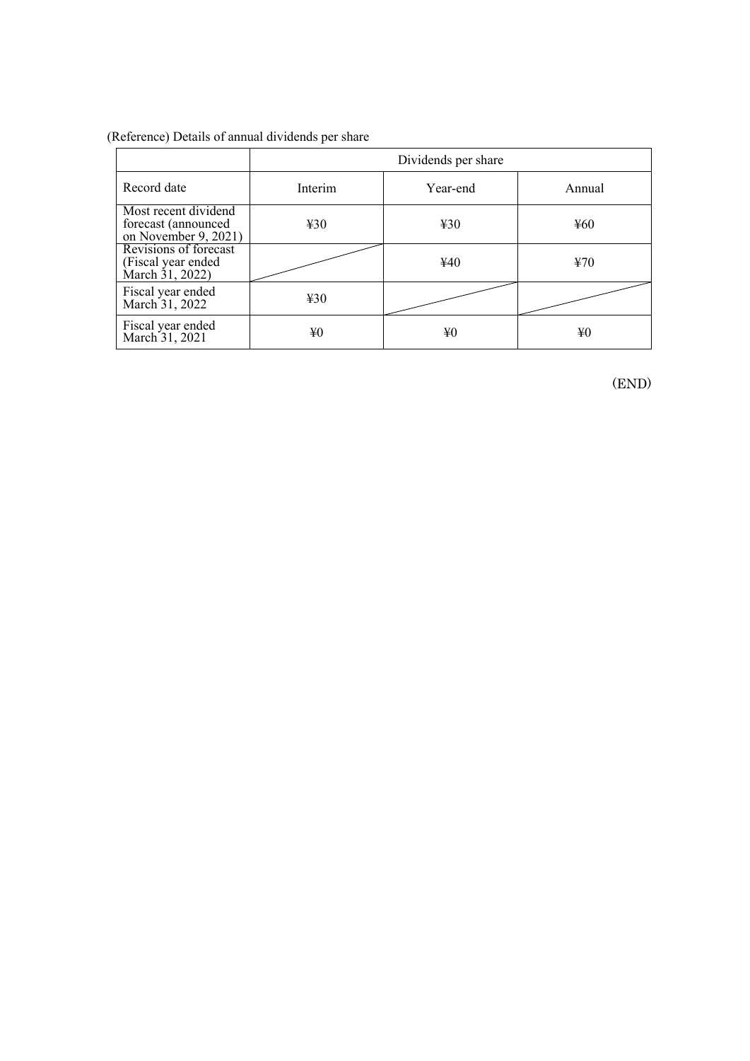(Reference) Details of annual dividends per share

| | Dividends per share | | |
|---|---|---|---|
| Record date | Interim | Year-end | Annual |
| Most recent dividend forecast (announced on November 9, 2021) | ¥30 | ¥30 | ¥60 |
| Revisions of forecast (Fiscal year ended March 31, 2022) | | ¥40 | ¥70 |
| Fiscal year ended March 31, 2022 | ¥30 | | |
| Fiscal year ended March 31, 2021 | ¥0 | ¥0 | ¥0 |

(END)